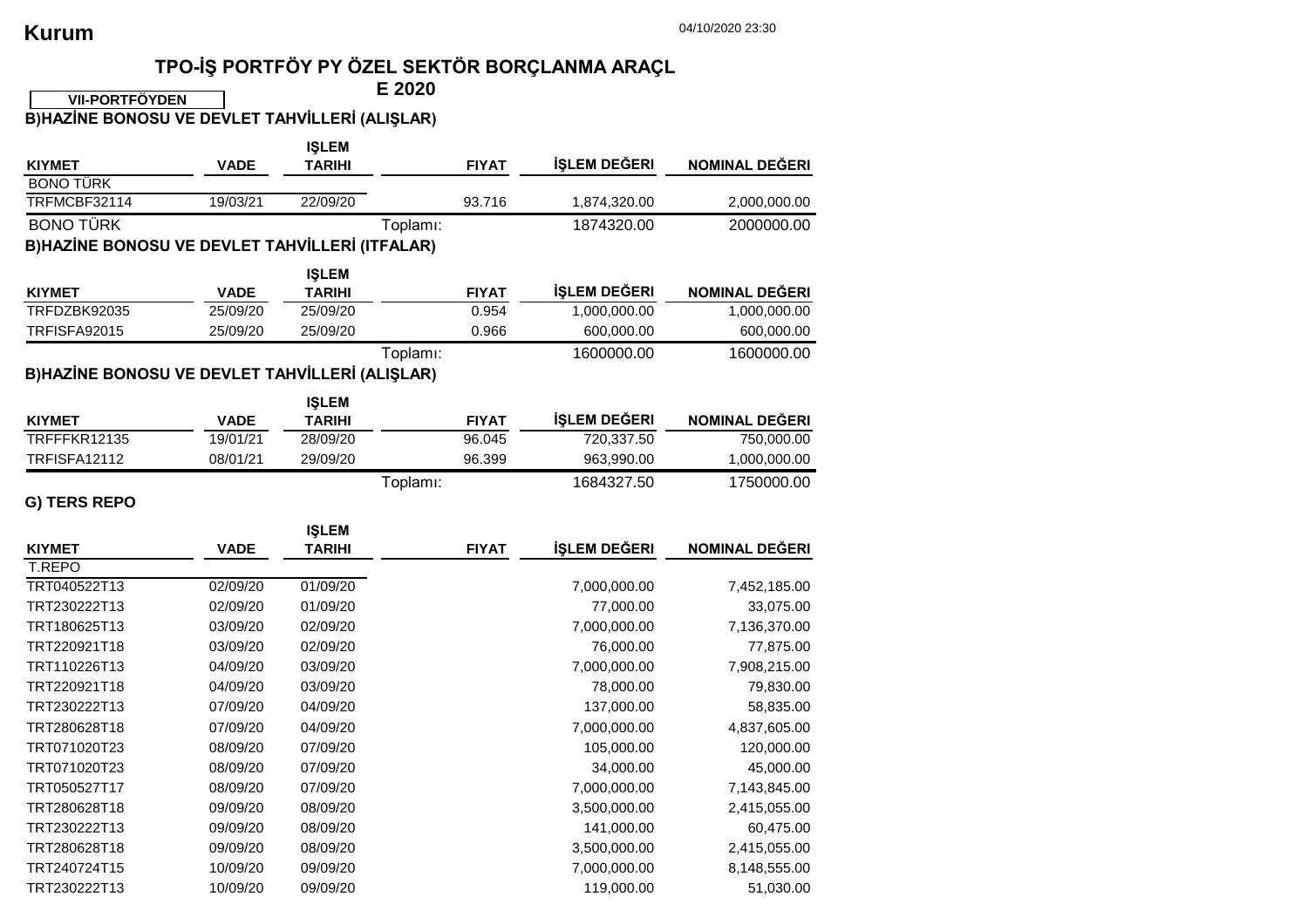**Kurum**

04/10/2020 23:30

# TPO-İŞ PORTFÖY PY ÖZEL SEKTÖR BORÇLANMA ARAÇL E 2020

**VII-PORTFÖYDEN**

## B)HAZİNE BONOSU VE DEVLET TAHVİLLERİ (ALIŞLAR)

| KIYMET | VADE | İŞLEM TARIHI | FIYAT | İŞLEM DEĞERI | NOMINAL DEĞERI |
|---|---|---|---|---|---|
| BONO TÜRK | | | | | |
| TRFMCBF32114 | 19/03/21 | 22/09/20 | 93.716 | 1,874,320.00 | 2,000,000.00 |
| BONO TÜRK | | | Toplamı: | 1874320.00 | 2000000.00 |

## B)HAZİNE BONOSU VE DEVLET TAHVİLLERİ (ITFALAR)

| KIYMET | VADE | İŞLEM TARIHI | FIYAT | İŞLEM DEĞERI | NOMINAL DEĞERI |
|---|---|---|---|---|---|
| TRFDZBK92035 | 25/09/20 | 25/09/20 | 0.954 | 1,000,000.00 | 1,000,000.00 |
| TRFISFA92015 | 25/09/20 | 25/09/20 | 0.966 | 600,000.00 | 600,000.00 |
| | | | Toplamı: | 1600000.00 | 1600000.00 |

## B)HAZİNE BONOSU VE DEVLET TAHVİLLERİ (ALIŞLAR)

| KIYMET | VADE | İŞLEM TARIHI | FIYAT | İŞLEM DEĞERI | NOMINAL DEĞERI |
|---|---|---|---|---|---|
| TRFFFKR12135 | 19/01/21 | 28/09/20 | 96.045 | 720,337.50 | 750,000.00 |
| TRFISFA12112 | 08/01/21 | 29/09/20 | 96.399 | 963,990.00 | 1,000,000.00 |
| | | | Toplamı: | 1684327.50 | 1750000.00 |

## G) TERS REPO

| KIYMET | VADE | İŞLEM TARIHI | FIYAT | İŞLEM DEĞERI | NOMINAL DEĞERI |
|---|---|---|---|---|---|
| T.REPO | | | | | |
| TRT040522T13 | 02/09/20 | 01/09/20 | | 7,000,000.00 | 7,452,185.00 |
| TRT230222T13 | 02/09/20 | 01/09/20 | | 77,000.00 | 33,075.00 |
| TRT180625T13 | 03/09/20 | 02/09/20 | | 7,000,000.00 | 7,136,370.00 |
| TRT220921T18 | 03/09/20 | 02/09/20 | | 76,000.00 | 77,875.00 |
| TRT110226T13 | 04/09/20 | 03/09/20 | | 7,000,000.00 | 7,908,215.00 |
| TRT220921T18 | 04/09/20 | 03/09/20 | | 78,000.00 | 79,830.00 |
| TRT230222T13 | 07/09/20 | 04/09/20 | | 137,000.00 | 58,835.00 |
| TRT280628T18 | 07/09/20 | 04/09/20 | | 7,000,000.00 | 4,837,605.00 |
| TRT071020T23 | 08/09/20 | 07/09/20 | | 105,000.00 | 120,000.00 |
| TRT071020T23 | 08/09/20 | 07/09/20 | | 34,000.00 | 45,000.00 |
| TRT050527T17 | 08/09/20 | 07/09/20 | | 7,000,000.00 | 7,143,845.00 |
| TRT280628T18 | 09/09/20 | 08/09/20 | | 3,500,000.00 | 2,415,055.00 |
| TRT230222T13 | 09/09/20 | 08/09/20 | | 141,000.00 | 60,475.00 |
| TRT280628T18 | 09/09/20 | 08/09/20 | | 3,500,000.00 | 2,415,055.00 |
| TRT240724T15 | 10/09/20 | 09/09/20 | | 7,000,000.00 | 8,148,555.00 |
| TRT230222T13 | 10/09/20 | 09/09/20 | | 119,000.00 | 51,030.00 |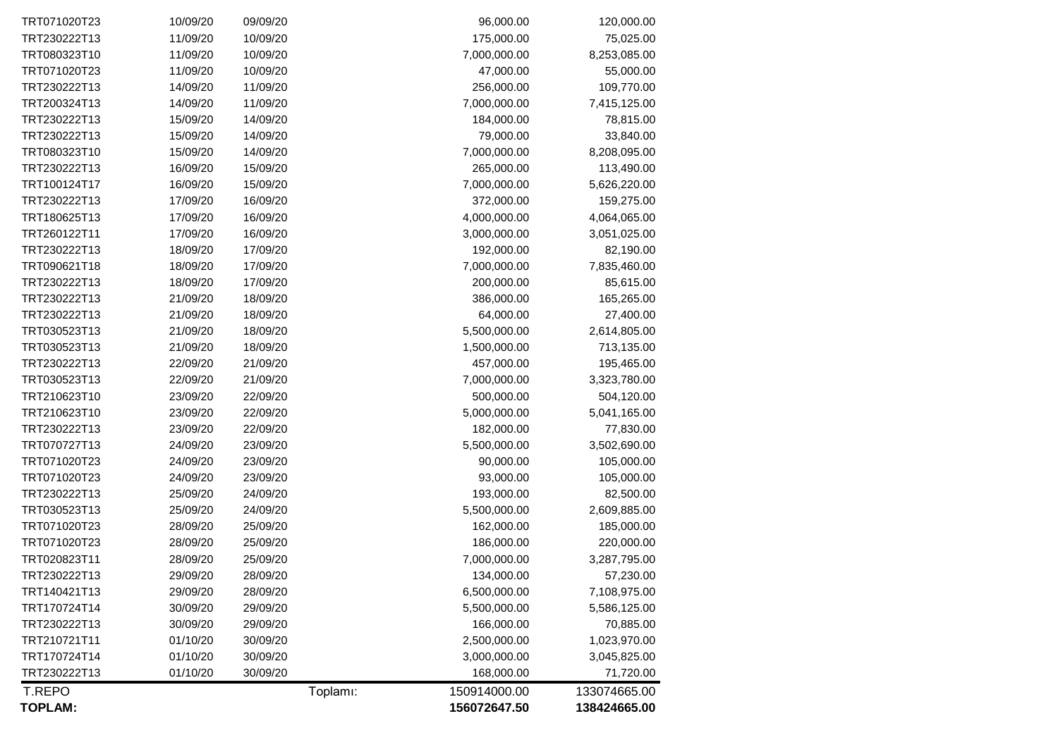| | | | | | |
|---|---|---|---|---|---|
| TRT071020T23 | 10/09/20 | 09/09/20 | | 96,000.00 | 120,000.00 |
| TRT230222T13 | 11/09/20 | 10/09/20 | | 175,000.00 | 75,025.00 |
| TRT080323T10 | 11/09/20 | 10/09/20 | | 7,000,000.00 | 8,253,085.00 |
| TRT071020T23 | 11/09/20 | 10/09/20 | | 47,000.00 | 55,000.00 |
| TRT230222T13 | 14/09/20 | 11/09/20 | | 256,000.00 | 109,770.00 |
| TRT200324T13 | 14/09/20 | 11/09/20 | | 7,000,000.00 | 7,415,125.00 |
| TRT230222T13 | 15/09/20 | 14/09/20 | | 184,000.00 | 78,815.00 |
| TRT230222T13 | 15/09/20 | 14/09/20 | | 79,000.00 | 33,840.00 |
| TRT080323T10 | 15/09/20 | 14/09/20 | | 7,000,000.00 | 8,208,095.00 |
| TRT230222T13 | 16/09/20 | 15/09/20 | | 265,000.00 | 113,490.00 |
| TRT100124T17 | 16/09/20 | 15/09/20 | | 7,000,000.00 | 5,626,220.00 |
| TRT230222T13 | 17/09/20 | 16/09/20 | | 372,000.00 | 159,275.00 |
| TRT180625T13 | 17/09/20 | 16/09/20 | | 4,000,000.00 | 4,064,065.00 |
| TRT260122T11 | 17/09/20 | 16/09/20 | | 3,000,000.00 | 3,051,025.00 |
| TRT230222T13 | 18/09/20 | 17/09/20 | | 192,000.00 | 82,190.00 |
| TRT090621T18 | 18/09/20 | 17/09/20 | | 7,000,000.00 | 7,835,460.00 |
| TRT230222T13 | 18/09/20 | 17/09/20 | | 200,000.00 | 85,615.00 |
| TRT230222T13 | 21/09/20 | 18/09/20 | | 386,000.00 | 165,265.00 |
| TRT230222T13 | 21/09/20 | 18/09/20 | | 64,000.00 | 27,400.00 |
| TRT030523T13 | 21/09/20 | 18/09/20 | | 5,500,000.00 | 2,614,805.00 |
| TRT030523T13 | 21/09/20 | 18/09/20 | | 1,500,000.00 | 713,135.00 |
| TRT230222T13 | 22/09/20 | 21/09/20 | | 457,000.00 | 195,465.00 |
| TRT030523T13 | 22/09/20 | 21/09/20 | | 7,000,000.00 | 3,323,780.00 |
| TRT210623T10 | 23/09/20 | 22/09/20 | | 500,000.00 | 504,120.00 |
| TRT210623T10 | 23/09/20 | 22/09/20 | | 5,000,000.00 | 5,041,165.00 |
| TRT230222T13 | 23/09/20 | 22/09/20 | | 182,000.00 | 77,830.00 |
| TRT070727T13 | 24/09/20 | 23/09/20 | | 5,500,000.00 | 3,502,690.00 |
| TRT071020T23 | 24/09/20 | 23/09/20 | | 90,000.00 | 105,000.00 |
| TRT071020T23 | 24/09/20 | 23/09/20 | | 93,000.00 | 105,000.00 |
| TRT230222T13 | 25/09/20 | 24/09/20 | | 193,000.00 | 82,500.00 |
| TRT030523T13 | 25/09/20 | 24/09/20 | | 5,500,000.00 | 2,609,885.00 |
| TRT071020T23 | 28/09/20 | 25/09/20 | | 162,000.00 | 185,000.00 |
| TRT071020T23 | 28/09/20 | 25/09/20 | | 186,000.00 | 220,000.00 |
| TRT020823T11 | 28/09/20 | 25/09/20 | | 7,000,000.00 | 3,287,795.00 |
| TRT230222T13 | 29/09/20 | 28/09/20 | | 134,000.00 | 57,230.00 |
| TRT140421T13 | 29/09/20 | 28/09/20 | | 6,500,000.00 | 7,108,975.00 |
| TRT170724T14 | 30/09/20 | 29/09/20 | | 5,500,000.00 | 5,586,125.00 |
| TRT230222T13 | 30/09/20 | 29/09/20 | | 166,000.00 | 70,885.00 |
| TRT210721T11 | 01/10/20 | 30/09/20 | | 2,500,000.00 | 1,023,970.00 |
| TRT170724T14 | 01/10/20 | 30/09/20 | | 3,000,000.00 | 3,045,825.00 |
| TRT230222T13 | 01/10/20 | 30/09/20 | | 168,000.00 | 71,720.00 |
| T.REPO | | | Toplamı: | 150914000.00 | 133074665.00 |
| **TOPLAM:** | | | | **156072647.50** | **138424665.00** |